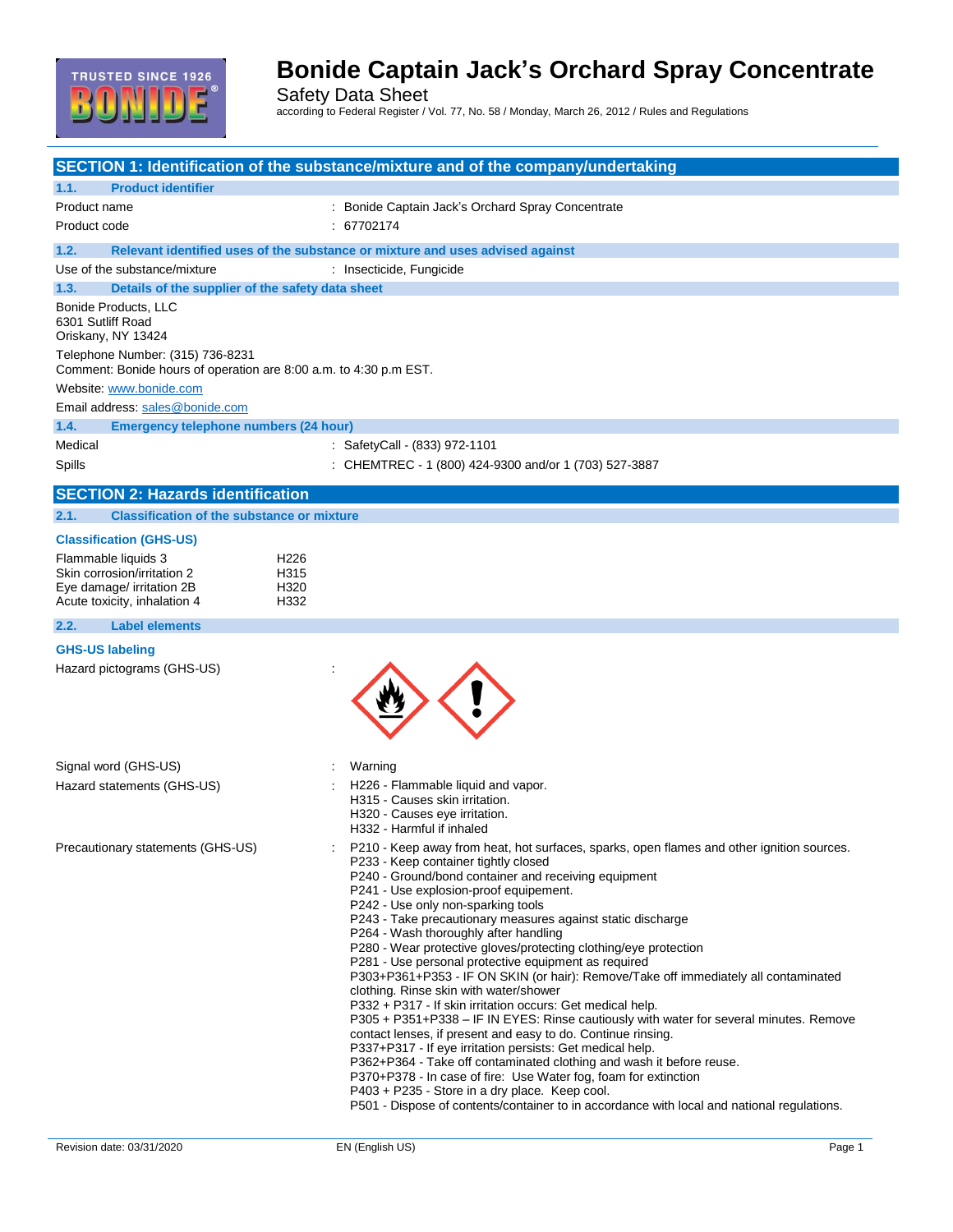# Bonide Captain Jack's Orchard Spray Concentrate

Safety Data Sheet

according to Federal Register / Vol. 77, No. 58 / Monday, March 26, 2012 / Rules and Regulations

## SECTION 1: Identification of the substance/mixture and of the company/undertaking

### 1.1. Product identifier

Product name : Bonide Captain Jack's Orchard Spray Concentrate

Product code : 67702174

### 1.2. Relevant identified uses of the substance or mixture and uses advised against

Use of the substance/mixture : Insecticide, Fungicide

### 1.3. Details of the supplier of the safety data sheet

Bonide Products, LLC
6301 Sutliff Road
Oriskany, NY 13424

Telephone Number: (315) 736-8231
Comment: Bonide hours of operation are 8:00 a.m. to 4:30 p.m EST.

Website: www.bonide.com

Email address: sales@bonide.com

### 1.4. Emergency telephone numbers (24 hour)

Medical : SafetyCall - (833) 972-1101

Spills : CHEMTREC - 1 (800) 424-9300 and/or 1 (703) 527-3887

## SECTION 2: Hazards identification

### 2.1. Classification of the substance or mixture

**Classification (GHS-US)**

| | |
|---|---|
| Flammable liquids 3 | H226 |
| Skin corrosion/irritation 2 | H315 |
| Eye damage/ irritation 2B | H320 |
| Acute toxicity, inhalation 4 | H332 |

### 2.2. Label elements

**GHS-US labeling**

Hazard pictograms (GHS-US) :

Signal word (GHS-US) : Warning

Hazard statements (GHS-US) :
H226 - Flammable liquid and vapor.
H315 - Causes skin irritation.
H320 - Causes eye irritation.
H332 - Harmful if inhaled

Precautionary statements (GHS-US) :
P210 - Keep away from heat, hot surfaces, sparks, open flames and other ignition sources.
P233 - Keep container tightly closed
P240 - Ground/bond container and receiving equipment
P241 - Use explosion-proof equipement.
P242 - Use only non-sparking tools
P243 - Take precautionary measures against static discharge
P264 - Wash thoroughly after handling
P280 - Wear protective gloves/protecting clothing/eye protection
P281 - Use personal protective equipment as required
P303+P361+P353 - IF ON SKIN (or hair): Remove/Take off immediately all contaminated clothing. Rinse skin with water/shower
P332 + P317 - If skin irritation occurs: Get medical help.
P305 + P351+P338 – IF IN EYES: Rinse cautiously with water for several minutes. Remove contact lenses, if present and easy to do. Continue rinsing.
P337+P317 - If eye irritation persists: Get medical help.
P362+P364 - Take off contaminated clothing and wash it before reuse.
P370+P378 - In case of fire: Use Water fog, foam for extinction
P403 + P235 - Store in a dry place. Keep cool.
P501 - Dispose of contents/container to in accordance with local and national regulations.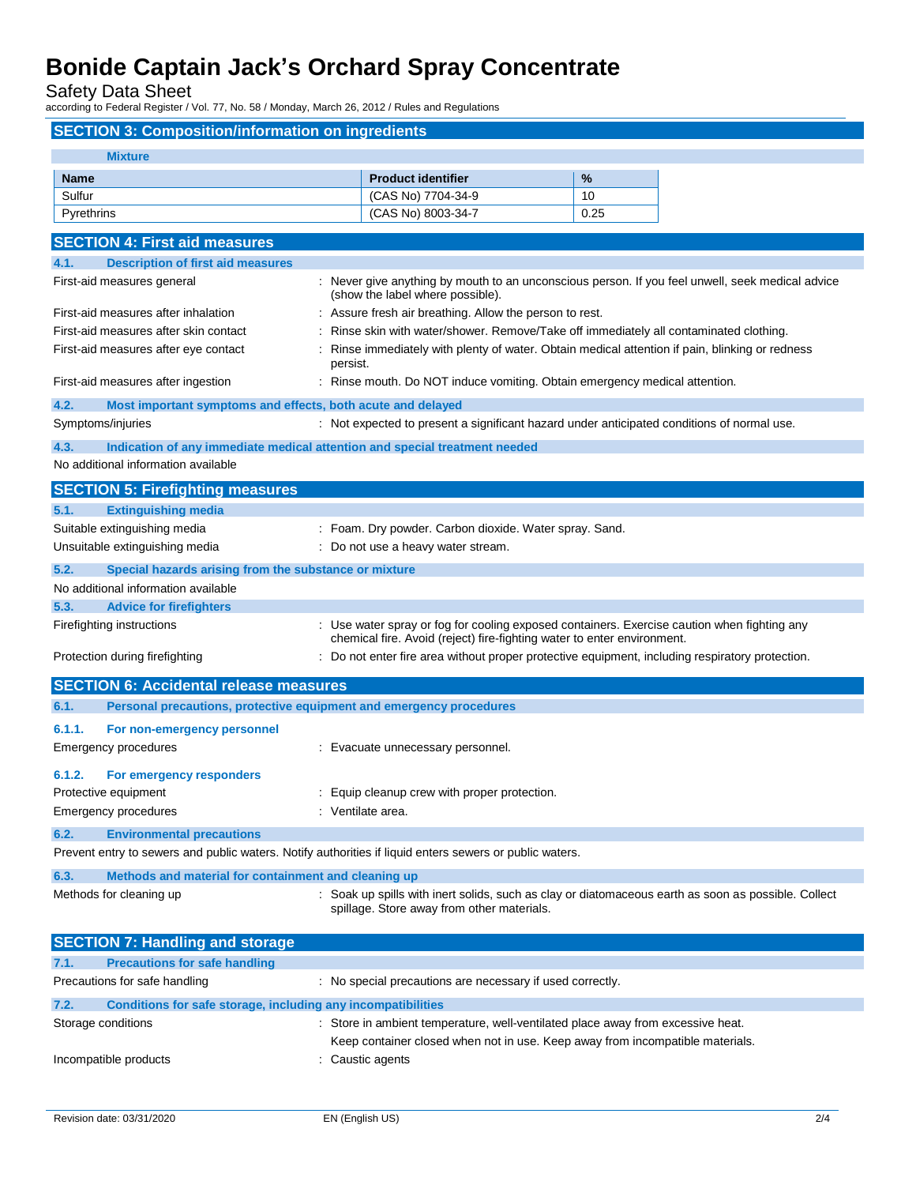## SECTION 3: Composition/information on ingredients

**Mixture**

| Name | Product identifier | % |
|---|---|---|
| Sulfur | (CAS No) 7704-34-9 | 10 |
| Pyrethrins | (CAS No) 8003-34-7 | 0.25 |

## SECTION 4: First aid measures

### 4.1. Description of first aid measures

First-aid measures general : Never give anything by mouth to an unconscious person. If you feel unwell, seek medical advice (show the label where possible).

First-aid measures after inhalation : Assure fresh air breathing. Allow the person to rest.

First-aid measures after skin contact : Rinse skin with water/shower. Remove/Take off immediately all contaminated clothing.

First-aid measures after eye contact : Rinse immediately with plenty of water. Obtain medical attention if pain, blinking or redness persist.

First-aid measures after ingestion : Rinse mouth. Do NOT induce vomiting. Obtain emergency medical attention.

### 4.2. Most important symptoms and effects, both acute and delayed

Symptoms/injuries : Not expected to present a significant hazard under anticipated conditions of normal use.

### 4.3. Indication of any immediate medical attention and special treatment needed

No additional information available

## SECTION 5: Firefighting measures

### 5.1. Extinguishing media

Suitable extinguishing media : Foam. Dry powder. Carbon dioxide. Water spray. Sand.

Unsuitable extinguishing media : Do not use a heavy water stream.

### 5.2. Special hazards arising from the substance or mixture

No additional information available

### 5.3. Advice for firefighters

Firefighting instructions : Use water spray or fog for cooling exposed containers. Exercise caution when fighting any chemical fire. Avoid (reject) fire-fighting water to enter environment.

Protection during firefighting : Do not enter fire area without proper protective equipment, including respiratory protection.

## SECTION 6: Accidental release measures

### 6.1. Personal precautions, protective equipment and emergency procedures

#### 6.1.1. For non-emergency personnel

Emergency procedures : Evacuate unnecessary personnel.

#### 6.1.2. For emergency responders

Protective equipment : Equip cleanup crew with proper protection.

Emergency procedures : Ventilate area.

### 6.2. Environmental precautions

Prevent entry to sewers and public waters. Notify authorities if liquid enters sewers or public waters.

### 6.3. Methods and material for containment and cleaning up

Methods for cleaning up : Soak up spills with inert solids, such as clay or diatomaceous earth as soon as possible. Collect spillage. Store away from other materials.

## SECTION 7: Handling and storage

### 7.1. Precautions for safe handling

Precautions for safe handling : No special precautions are necessary if used correctly.

### 7.2. Conditions for safe storage, including any incompatibilities

Storage conditions : Store in ambient temperature, well-ventilated place away from excessive heat.
Keep container closed when not in use. Keep away from incompatible materials.

Incompatible products : Caustic agents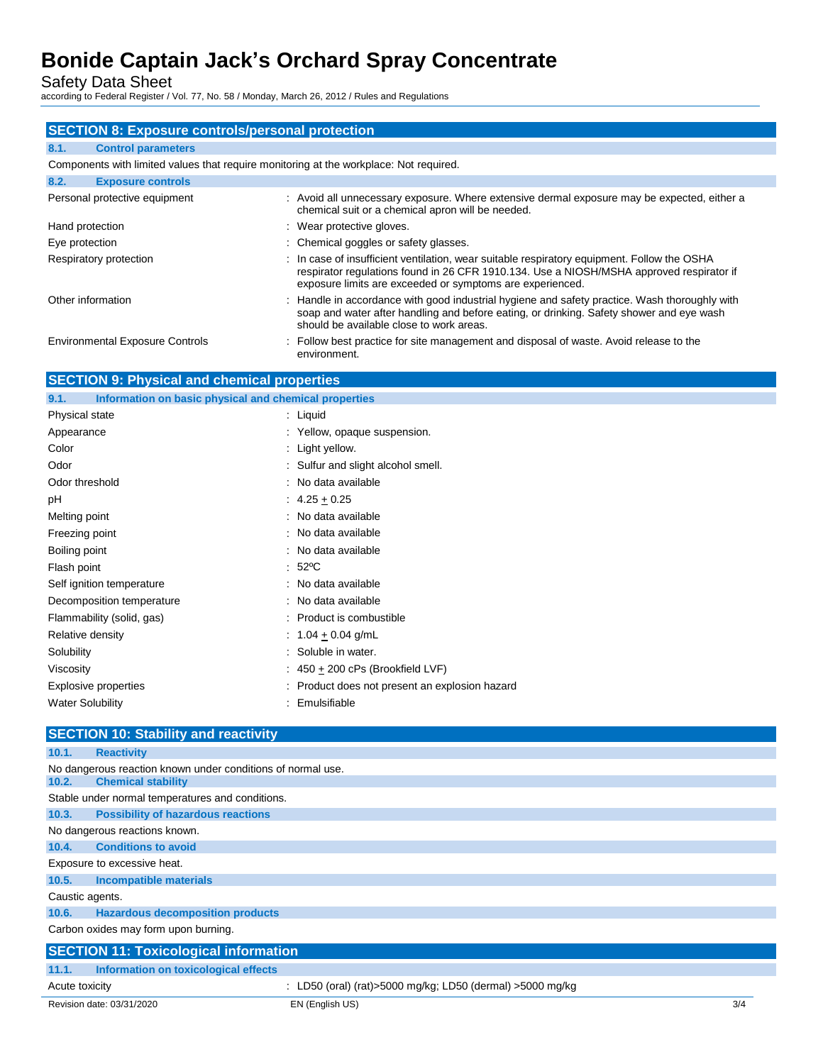## SECTION 8: Exposure controls/personal protection

### 8.1. Control parameters

Components with limited values that require monitoring at the workplace: Not required.

### 8.2. Exposure controls

| | |
|---|---|
| Personal protective equipment | : Avoid all unnecessary exposure. Where extensive dermal exposure may be expected, either a chemical suit or a chemical apron will be needed. |
| Hand protection | : Wear protective gloves. |
| Eye protection | : Chemical goggles or safety glasses. |
| Respiratory protection | : In case of insufficient ventilation, wear suitable respiratory equipment. Follow the OSHA respirator regulations found in 26 CFR 1910.134. Use a NIOSH/MSHA approved respirator if exposure limits are exceeded or symptoms are experienced. |
| Other information | : Handle in accordance with good industrial hygiene and safety practice. Wash thoroughly with soap and water after handling and before eating, or drinking. Safety shower and eye wash should be available close to work areas. |
| Environmental Exposure Controls | : Follow best practice for site management and disposal of waste. Avoid release to the environment. |

## SECTION 9: Physical and chemical properties

### 9.1. Information on basic physical and chemical properties

| | |
|---|---|
| Physical state | : Liquid |
| Appearance | : Yellow, opaque suspension. |
| Color | : Light yellow. |
| Odor | : Sulfur and slight alcohol smell. |
| Odor threshold | : No data available |
| pH | : 4.25 ± 0.25 |
| Melting point | : No data available |
| Freezing point | : No data available |
| Boiling point | : No data available |
| Flash point | : 52ºC |
| Self ignition temperature | : No data available |
| Decomposition temperature | : No data available |
| Flammability (solid, gas) | : Product is combustible |
| Relative density | : 1.04 ± 0.04 g/mL |
| Solubility | : Soluble in water. |
| Viscosity | : 450 ± 200 cPs (Brookfield LVF) |
| Explosive properties | : Product does not present an explosion hazard |
| Water Solubility | : Emulsifiable |

## SECTION 10: Stability and reactivity

### 10.1. Reactivity

No dangerous reaction known under conditions of normal use.

### 10.2. Chemical stability

Stable under normal temperatures and conditions.

### 10.3. Possibility of hazardous reactions

No dangerous reactions known.

### 10.4. Conditions to avoid

Exposure to excessive heat.

### 10.5. Incompatible materials

Caustic agents.

### 10.6. Hazardous decomposition products

Carbon oxides may form upon burning.

## SECTION 11: Toxicological information

### 11.1. Information on toxicological effects

| | |
|---|---|
| Acute toxicity | : LD50 (oral) (rat)>5000 mg/kg; LD50 (dermal) >5000 mg/kg |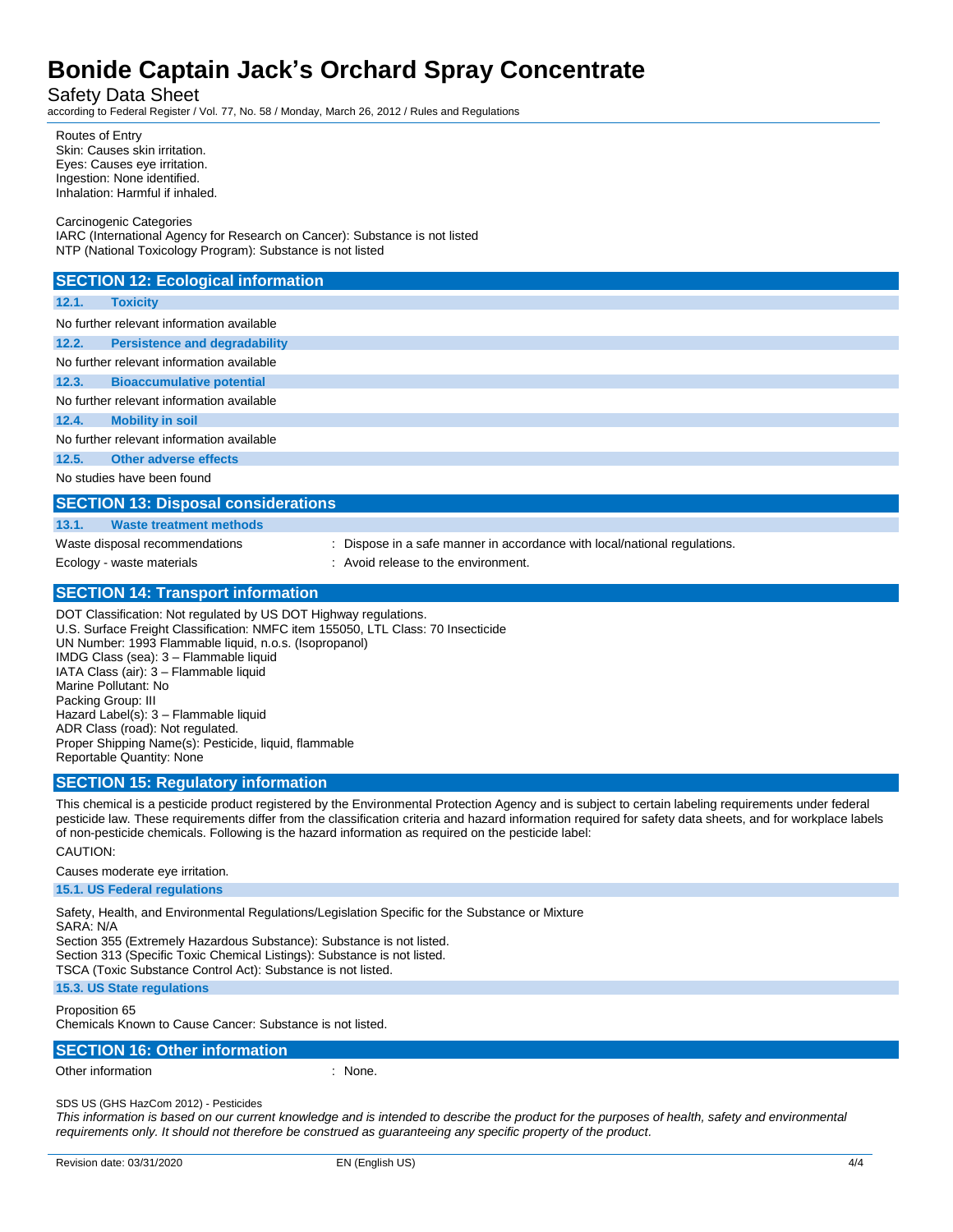Routes of Entry
Skin: Causes skin irritation.
Eyes: Causes eye irritation.
Ingestion: None identified.
Inhalation: Harmful if inhaled.

Carcinogenic Categories
IARC (International Agency for Research on Cancer): Substance is not listed
NTP (National Toxicology Program): Substance is not listed

## SECTION 12: Ecological information

### 12.1. Toxicity

No further relevant information available

### 12.2. Persistence and degradability

No further relevant information available

### 12.3. Bioaccumulative potential

No further relevant information available

### 12.4. Mobility in soil

No further relevant information available

### 12.5. Other adverse effects

No studies have been found

## SECTION 13: Disposal considerations

### 13.1. Waste treatment methods

Waste disposal recommendations : Dispose in a safe manner in accordance with local/national regulations.

Ecology - waste materials : Avoid release to the environment.

## SECTION 14: Transport information

DOT Classification: Not regulated by US DOT Highway regulations.
U.S. Surface Freight Classification: NMFC item 155050, LTL Class: 70 Insecticide
UN Number: 1993 Flammable liquid, n.o.s. (Isopropanol)
IMDG Class (sea): 3 – Flammable liquid
IATA Class (air): 3 – Flammable liquid
Marine Pollutant: No
Packing Group: III
Hazard Label(s): 3 – Flammable liquid
ADR Class (road): Not regulated.
Proper Shipping Name(s): Pesticide, liquid, flammable
Reportable Quantity: None

## SECTION 15: Regulatory information

This chemical is a pesticide product registered by the Environmental Protection Agency and is subject to certain labeling requirements under federal pesticide law. These requirements differ from the classification criteria and hazard information required for safety data sheets, and for workplace labels of non-pesticide chemicals. Following is the hazard information as required on the pesticide label:

CAUTION:

Causes moderate eye irritation.

### 15.1. US Federal regulations

Safety, Health, and Environmental Regulations/Legislation Specific for the Substance or Mixture
SARA: N/A
Section 355 (Extremely Hazardous Substance): Substance is not listed.
Section 313 (Specific Toxic Chemical Listings): Substance is not listed.
TSCA (Toxic Substance Control Act): Substance is not listed.

### 15.3. US State regulations

Proposition 65
Chemicals Known to Cause Cancer: Substance is not listed.

## SECTION 16: Other information

Other information : None.

SDS US (GHS HazCom 2012) - Pesticides

*This information is based on our current knowledge and is intended to describe the product for the purposes of health, safety and environmental requirements only. It should not therefore be construed as guaranteeing any specific property of the product.*